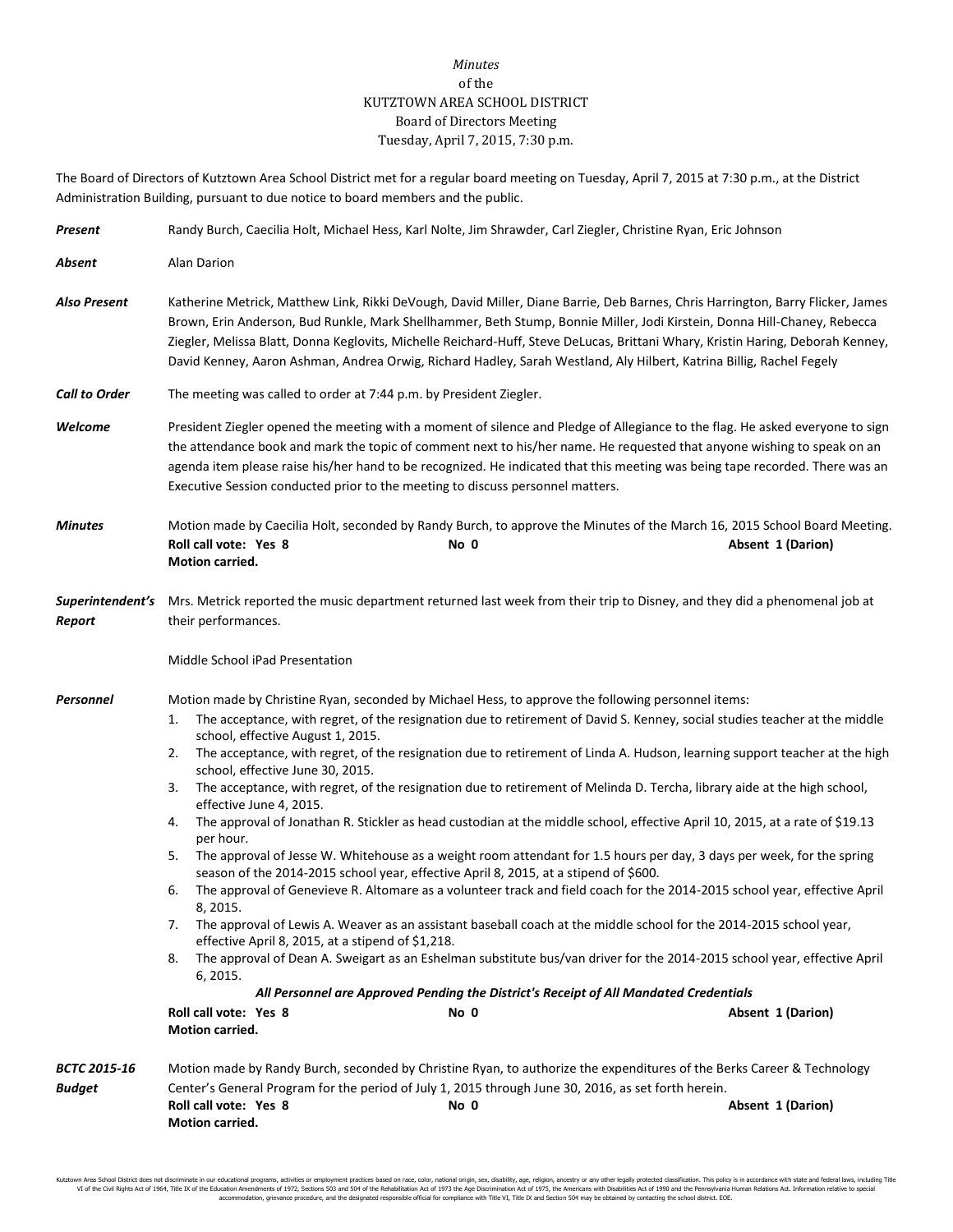*Minutes*
of the
KUTZTOWN AREA SCHOOL DISTRICT
Board of Directors Meeting
Tuesday, April 7, 2015, 7:30 p.m.

The Board of Directors of Kutztown Area School District met for a regular board meeting on Tuesday, April 7, 2015 at 7:30 p.m., at the District Administration Building, pursuant to due notice to board members and the public.

***Present*** Randy Burch, Caecilia Holt, Michael Hess, Karl Nolte, Jim Shrawder, Carl Ziegler, Christine Ryan, Eric Johnson

***Absent*** Alan Darion

***Also Present*** Katherine Metrick, Matthew Link, Rikki DeVough, David Miller, Diane Barrie, Deb Barnes, Chris Harrington, Barry Flicker, James Brown, Erin Anderson, Bud Runkle, Mark Shellhammer, Beth Stump, Bonnie Miller, Jodi Kirstein, Donna Hill-Chaney, Rebecca Ziegler, Melissa Blatt, Donna Keglovits, Michelle Reichard-Huff, Steve DeLucas, Brittani Whary, Kristin Haring, Deborah Kenney, David Kenney, Aaron Ashman, Andrea Orwig, Richard Hadley, Sarah Westland, Aly Hilbert, Katrina Billig, Rachel Fegely

***Call to Order*** The meeting was called to order at 7:44 p.m. by President Ziegler.

***Welcome*** President Ziegler opened the meeting with a moment of silence and Pledge of Allegiance to the flag. He asked everyone to sign the attendance book and mark the topic of comment next to his/her name. He requested that anyone wishing to speak on an agenda item please raise his/her hand to be recognized. He indicated that this meeting was being tape recorded. There was an Executive Session conducted prior to the meeting to discuss personnel matters.

***Minutes*** Motion made by Caecilia Holt, seconded by Randy Burch, to approve the Minutes of the March 16, 2015 School Board Meeting.

**Roll call vote: Yes 8** **No 0** **Absent 1 (Darion)**
**Motion carried.**

***Superintendent's Report*** Mrs. Metrick reported the music department returned last week from their trip to Disney, and they did a phenomenal job at their performances.

Middle School iPad Presentation

***Personnel*** Motion made by Christine Ryan, seconded by Michael Hess, to approve the following personnel items:

1. The acceptance, with regret, of the resignation due to retirement of David S. Kenney, social studies teacher at the middle school, effective August 1, 2015.
2. The acceptance, with regret, of the resignation due to retirement of Linda A. Hudson, learning support teacher at the high school, effective June 30, 2015.
3. The acceptance, with regret, of the resignation due to retirement of Melinda D. Tercha, library aide at the high school, effective June 4, 2015.
4. The approval of Jonathan R. Stickler as head custodian at the middle school, effective April 10, 2015, at a rate of $19.13 per hour.
5. The approval of Jesse W. Whitehouse as a weight room attendant for 1.5 hours per day, 3 days per week, for the spring season of the 2014-2015 school year, effective April 8, 2015, at a stipend of $600.
6. The approval of Genevieve R. Altomare as a volunteer track and field coach for the 2014-2015 school year, effective April 8, 2015.
7. The approval of Lewis A. Weaver as an assistant baseball coach at the middle school for the 2014-2015 school year, effective April 8, 2015, at a stipend of $1,218.
8. The approval of Dean A. Sweigart as an Eshelman substitute bus/van driver for the 2014-2015 school year, effective April 6, 2015.

***All Personnel are Approved Pending the District's Receipt of All Mandated Credentials***

**Roll call vote: Yes 8** **No 0** **Absent 1 (Darion)**
**Motion carried.**

***BCTC 2015-16 Budget*** Motion made by Randy Burch, seconded by Christine Ryan, to authorize the expenditures of the Berks Career & Technology Center's General Program for the period of July 1, 2015 through June 30, 2016, as set forth herein.

**Roll call vote: Yes 8** **No 0** **Absent 1 (Darion)**
**Motion carried.**

Kutztown Area School District does not discriminate in our educational programs, activities or employment practices based on race, color, national origin, sex, disability, age, religion, ancestry or any other legally protected classification. This policy is in accordance with state and federal laws, including Title VI of the Civil Rights Act of 1964, Title IX of the Education Amendments of 1972, Sections 503 and 504 of the Rehabilitation Act of 1973 the Age Discrimination Act of 1975, the Americans with Disabilities Act of 1990 and the Pennsylvania Human Relations Act. Information relative to special accommodation, grievance procedure, and the designated responsible official for compliance with Title VI, Title IX and Section 504 may be obtained by contacting the school district. EOE.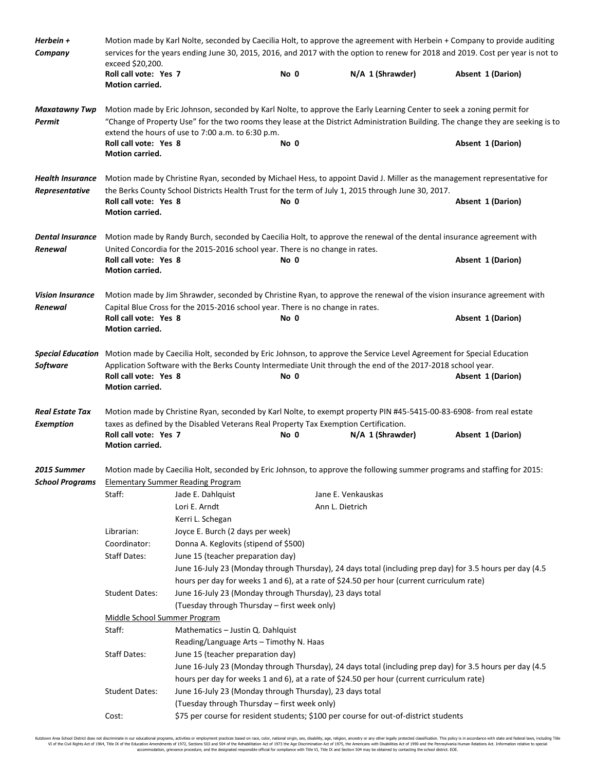***Herbein + Company***

Motion made by Karl Nolte, seconded by Caecilia Holt, to approve the agreement with Herbein + Company to provide auditing services for the years ending June 30, 2015, 2016, and 2017 with the option to renew for 2018 and 2019. Cost per year is not to exceed $20,200.

**Roll call vote: Yes 7** **No 0** **N/A 1 (Shrawder)** **Absent 1 (Darion)**
**Motion carried.**

***Maxatawny Twp Permit***

Motion made by Eric Johnson, seconded by Karl Nolte, to approve the Early Learning Center to seek a zoning permit for "Change of Property Use" for the two rooms they lease at the District Administration Building. The change they are seeking is to extend the hours of use to 7:00 a.m. to 6:30 p.m.

**Roll call vote: Yes 8** **No 0** **Absent 1 (Darion)**
**Motion carried.**

***Health Insurance Representative***

Motion made by Christine Ryan, seconded by Michael Hess, to appoint David J. Miller as the management representative for the Berks County School Districts Health Trust for the term of July 1, 2015 through June 30, 2017.

**Roll call vote: Yes 8** **No 0** **Absent 1 (Darion)**
**Motion carried.**

***Dental Insurance Renewal***

Motion made by Randy Burch, seconded by Caecilia Holt, to approve the renewal of the dental insurance agreement with United Concordia for the 2015-2016 school year. There is no change in rates.

**Roll call vote: Yes 8** **No 0** **Absent 1 (Darion)**
**Motion carried.**

***Vision Insurance Renewal***

Motion made by Jim Shrawder, seconded by Christine Ryan, to approve the renewal of the vision insurance agreement with Capital Blue Cross for the 2015-2016 school year. There is no change in rates.

**Roll call vote: Yes 8** **No 0** **Absent 1 (Darion)**
**Motion carried.**

***Special Education Software***

Motion made by Caecilia Holt, seconded by Eric Johnson, to approve the Service Level Agreement for Special Education Application Software with the Berks County Intermediate Unit through the end of the 2017-2018 school year.

**Roll call vote: Yes 8** **No 0** **Absent 1 (Darion)**
**Motion carried.**

***Real Estate Tax Exemption***

Motion made by Christine Ryan, seconded by Karl Nolte, to exempt property PIN #45-5415-00-83-6908- from real estate taxes as defined by the Disabled Veterans Real Property Tax Exemption Certification.

**Roll call vote: Yes 7** **No 0** **N/A 1 (Shrawder)** **Absent 1 (Darion)**
**Motion carried.**

***2015 Summer School Programs***

Motion made by Caecilia Holt, seconded by Eric Johnson, to approve the following summer programs and staffing for 2015:

Elementary Summer Reading Program

Staff: Jade E. Dahlquist, Jane E. Venkauskas, Lori E. Arndt, Ann L. Dietrich, Kerri L. Schegan

Librarian: Joyce E. Burch (2 days per week)

Coordinator: Donna A. Keglovits (stipend of $500)

Staff Dates: June 15 (teacher preparation day)
June 16-July 23 (Monday through Thursday), 24 days total (including prep day) for 3.5 hours per day (4.5 hours per day for weeks 1 and 6), at a rate of $24.50 per hour (current curriculum rate)

Student Dates: June 16-July 23 (Monday through Thursday), 23 days total
(Tuesday through Thursday – first week only)

Middle School Summer Program

Staff: Mathematics – Justin Q. Dahlquist
Reading/Language Arts – Timothy N. Haas

Staff Dates: June 15 (teacher preparation day)
June 16-July 23 (Monday through Thursday), 24 days total (including prep day) for 3.5 hours per day (4.5 hours per day for weeks 1 and 6), at a rate of $24.50 per hour (current curriculum rate)

Student Dates: June 16-July 23 (Monday through Thursday), 23 days total
(Tuesday through Thursday – first week only)

Cost: $75 per course for resident students; $100 per course for out-of-district students

Kutztown Area School District does not discriminate in our educational programs, activities or employment practices based on race, color, national origin, sex, disability, age, religion, ancestry or any other legally protected classification. This policy is in accordance with state and federal laws, including Title VI of the Civil Rights Act of 1964, Title IX of the Education Amendments of 1972, Sections 503 and 504 of the Rehabilitation Act of 1973 the Age Discrimination Act of 1975, the Americans with Disabilities Act of 1990 and the Pennsylvania Human Relations Act. Information relative to special accommodation, grievance procedure, and the designated responsible official for compliance with Title VI, Title IX and Section 504 may be obtained by contacting the school district. EOE.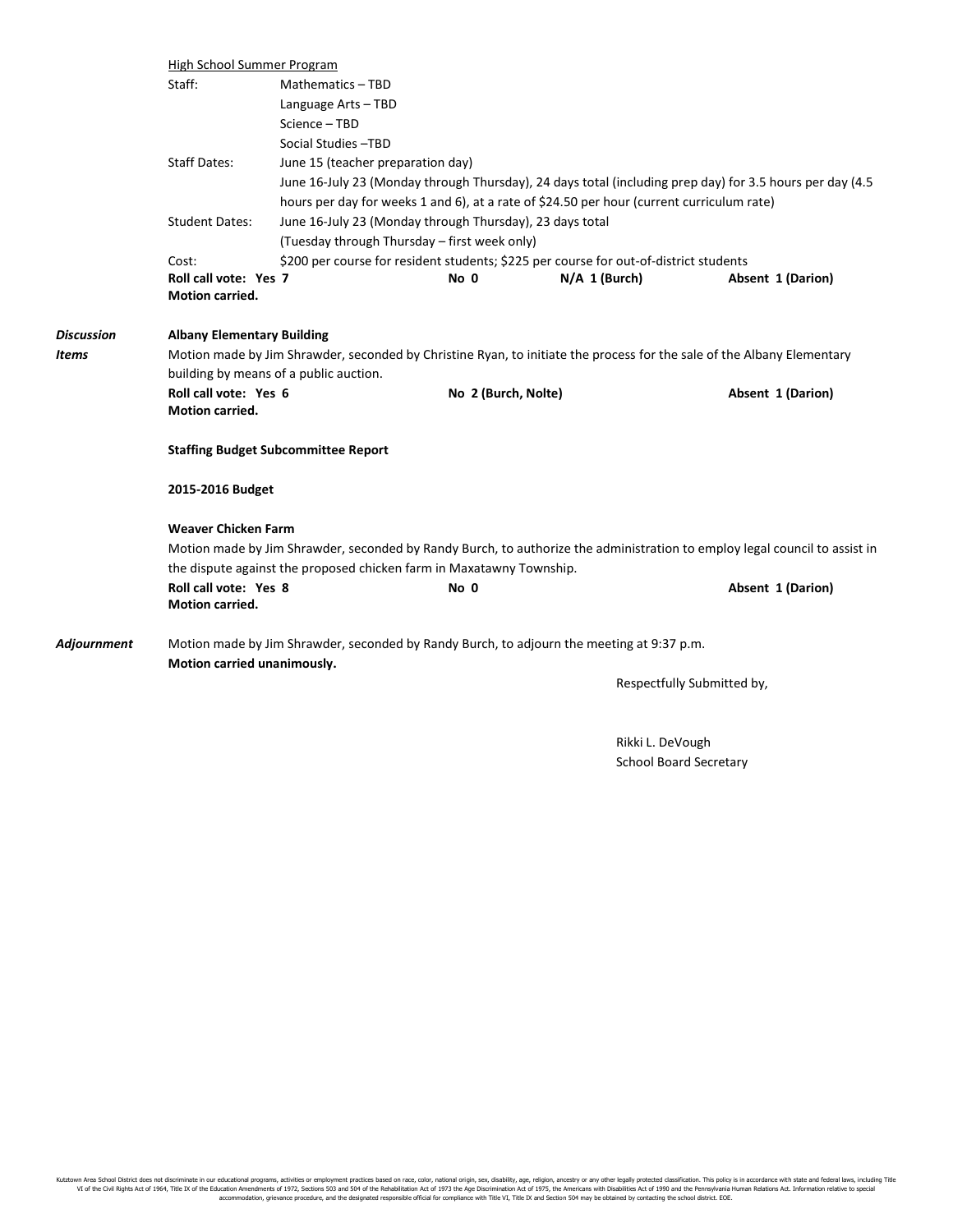<u>High School Summer Program</u>

Staff: Mathematics – TBD
Language Arts – TBD
Science – TBD
Social Studies –TBD

Staff Dates: June 15 (teacher preparation day)
June 16-July 23 (Monday through Thursday), 24 days total (including prep day) for 3.5 hours per day (4.5 hours per day for weeks 1 and 6), at a rate of $24.50 per hour (current curriculum rate)

Student Dates: June 16-July 23 (Monday through Thursday), 23 days total
(Tuesday through Thursday – first week only)

Cost: $200 per course for resident students; $225 per course for out-of-district students

**Roll call vote: Yes 7** **No 0** **N/A 1 (Burch)** **Absent 1 (Darion)**
**Motion carried.**

***Discussion Items***

**Albany Elementary Building**

Motion made by Jim Shrawder, seconded by Christine Ryan, to initiate the process for the sale of the Albany Elementary building by means of a public auction.

**Roll call vote: Yes 6** **No 2 (Burch, Nolte)** **Absent 1 (Darion)**
**Motion carried.**

**Staffing Budget Subcommittee Report**

**2015-2016 Budget**

**Weaver Chicken Farm**

Motion made by Jim Shrawder, seconded by Randy Burch, to authorize the administration to employ legal council to assist in the dispute against the proposed chicken farm in Maxatawny Township.

**Roll call vote: Yes 8** **No 0** **Absent 1 (Darion)**
**Motion carried.**

***Adjournment***

Motion made by Jim Shrawder, seconded by Randy Burch, to adjourn the meeting at 9:37 p.m.
**Motion carried unanimously.**

Respectfully Submitted by,

Rikki L. DeVough
School Board Secretary

Kutztown Area School District does not discriminate in our educational programs, activities or employment practices based on race, color, national origin, sex, disability, age, religion, ancestry or any other legally protected classification. This policy is in accordance with state and federal laws, including Title VI of the Civil Rights Act of 1964, Title IX of the Education Amendments of 1972, Sections 503 and 504 of the Rehabilitation Act of 1973 the Age Discrimination Act of 1975, the Americans with Disabilities Act of 1990 and the Pennsylvania Human Relations Act. Information relative to special accommodation, grievance procedure, and the designated responsible official for compliance with Title VI, Title IX and Section 504 may be obtained by contacting the school district. EOE.